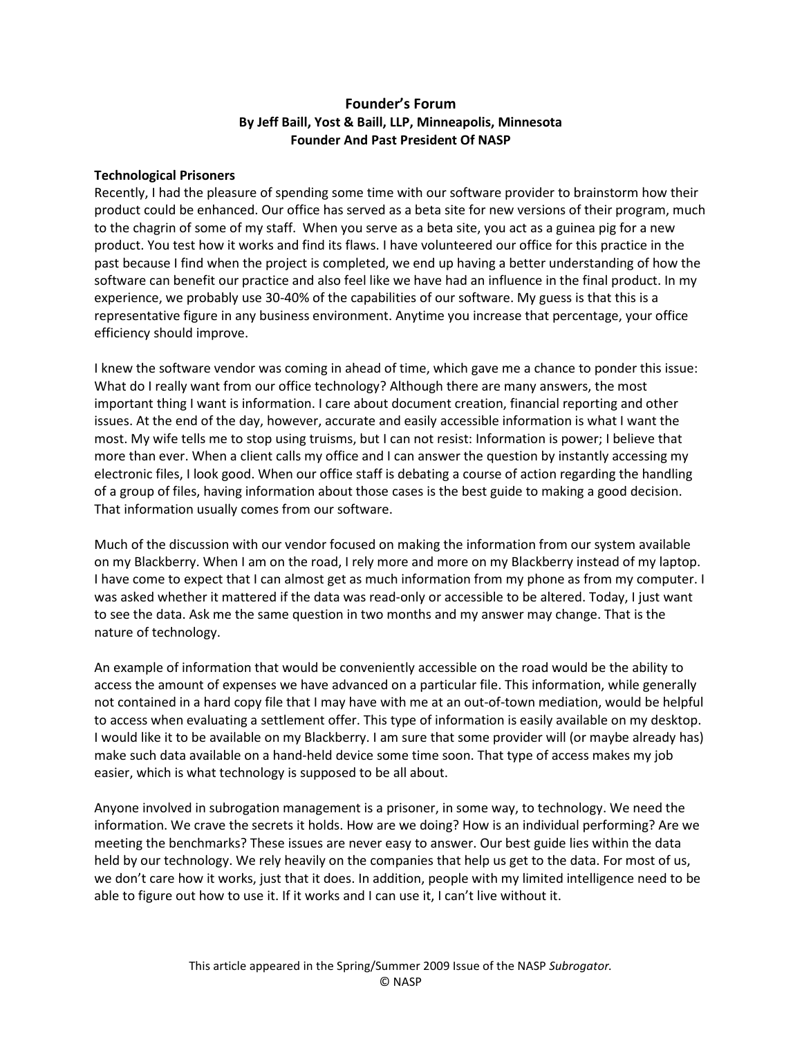# Founder's Forum
**By Jeff Baill, Yost & Baill, LLP, Minneapolis, Minnesota**
**Founder And Past President Of NASP**

## Technological Prisoners

Recently, I had the pleasure of spending some time with our software provider to brainstorm how their product could be enhanced. Our office has served as a beta site for new versions of their program, much to the chagrin of some of my staff. When you serve as a beta site, you act as a guinea pig for a new product. You test how it works and find its flaws. I have volunteered our office for this practice in the past because I find when the project is completed, we end up having a better understanding of how the software can benefit our practice and also feel like we have had an influence in the final product. In my experience, we probably use 30-40% of the capabilities of our software. My guess is that this is a representative figure in any business environment. Anytime you increase that percentage, your office efficiency should improve.

I knew the software vendor was coming in ahead of time, which gave me a chance to ponder this issue: What do I really want from our office technology? Although there are many answers, the most important thing I want is information. I care about document creation, financial reporting and other issues. At the end of the day, however, accurate and easily accessible information is what I want the most. My wife tells me to stop using truisms, but I can not resist: Information is power; I believe that more than ever. When a client calls my office and I can answer the question by instantly accessing my electronic files, I look good. When our office staff is debating a course of action regarding the handling of a group of files, having information about those cases is the best guide to making a good decision. That information usually comes from our software.

Much of the discussion with our vendor focused on making the information from our system available on my Blackberry. When I am on the road, I rely more and more on my Blackberry instead of my laptop. I have come to expect that I can almost get as much information from my phone as from my computer. I was asked whether it mattered if the data was read-only or accessible to be altered. Today, I just want to see the data. Ask me the same question in two months and my answer may change. That is the nature of technology.

An example of information that would be conveniently accessible on the road would be the ability to access the amount of expenses we have advanced on a particular file. This information, while generally not contained in a hard copy file that I may have with me at an out-of-town mediation, would be helpful to access when evaluating a settlement offer. This type of information is easily available on my desktop. I would like it to be available on my Blackberry. I am sure that some provider will (or maybe already has) make such data available on a hand-held device some time soon. That type of access makes my job easier, which is what technology is supposed to be all about.

Anyone involved in subrogation management is a prisoner, in some way, to technology. We need the information. We crave the secrets it holds. How are we doing? How is an individual performing? Are we meeting the benchmarks? These issues are never easy to answer. Our best guide lies within the data held by our technology. We rely heavily on the companies that help us get to the data. For most of us, we don't care how it works, just that it does. In addition, people with my limited intelligence need to be able to figure out how to use it. If it works and I can use it, I can't live without it.

This article appeared in the Spring/Summer 2009 Issue of the NASP *Subrogator.*
© NASP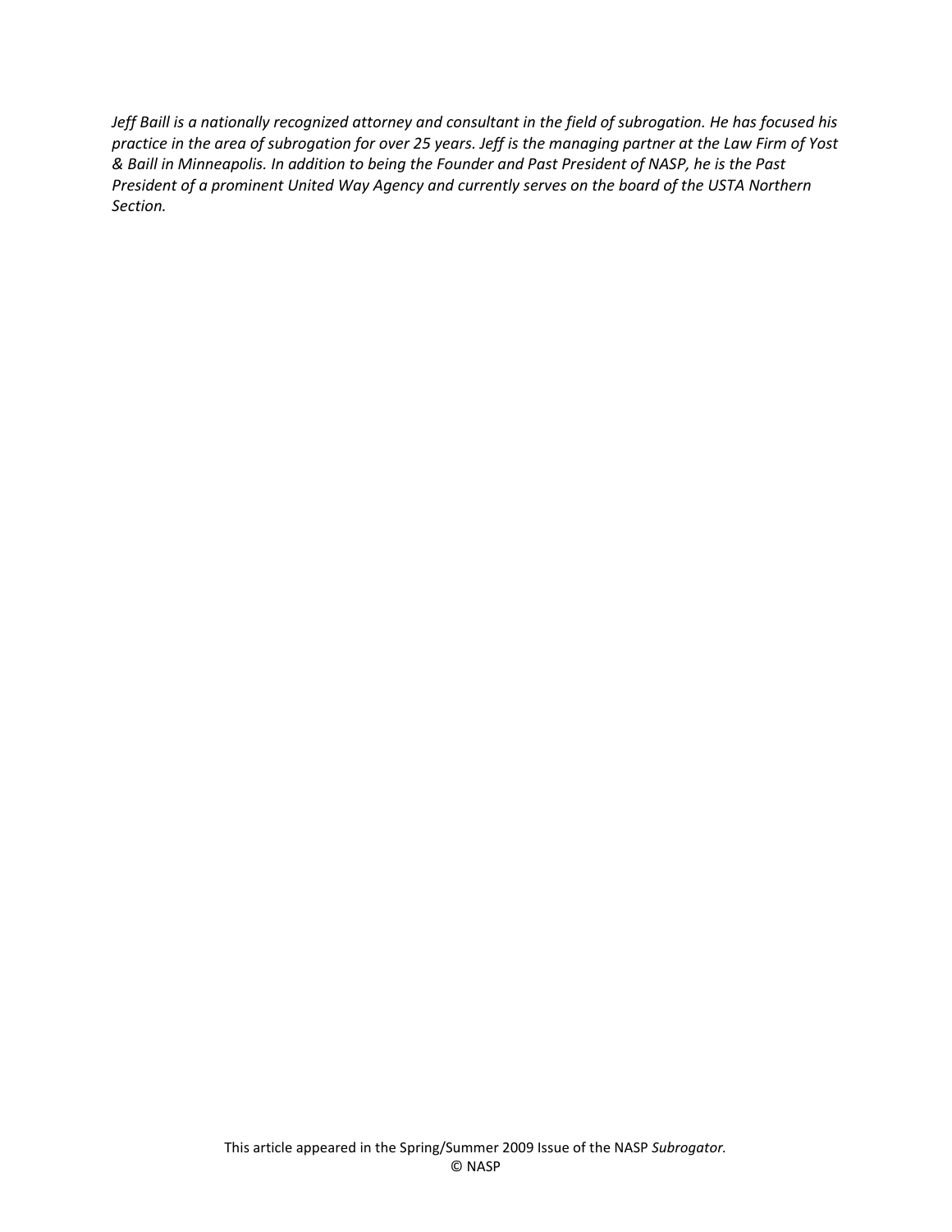*Jeff Baill is a nationally recognized attorney and consultant in the field of subrogation. He has focused his practice in the area of subrogation for over 25 years. Jeff is the managing partner at the Law Firm of Yost & Baill in Minneapolis. In addition to being the Founder and Past President of NASP, he is the Past President of a prominent United Way Agency and currently serves on the board of the USTA Northern Section.*

This article appeared in the Spring/Summer 2009 Issue of the NASP *Subrogator.*
© NASP